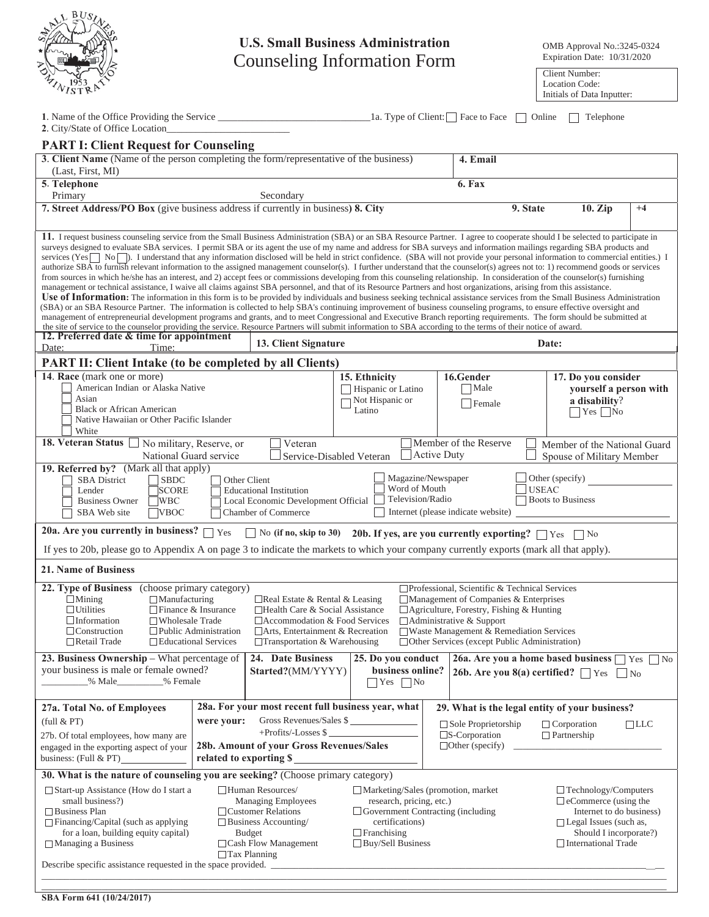**U.S. Small Business Administration**

# Counseling Information Form

OMB Approval No.:3245-0324
Expiration Date: 10/31/2020

Client Number:
Location Code:
Initials of Data Inputter:

**1**. Name of the Office Providing the Service ______________________________ 1a. Type of Client: ☐ Face to Face ☐ Online ☐ Telephone

**2**. City/State of Office Location________________________

## PART I: Client Request for Counseling

| **3**. **Client Name** (Name of the person completing the form/representative of the business) (Last, First, MI) | | | **4. Email** | |
|---|---|---|---|---|
| **5**. **Telephone** Primary | Secondary | | **6. Fax** | |
| **7. Street Address/PO Box** (give business address if currently in business) | **8. City** | **9. State** | **10. Zip** | **+4** |

**11.** I request business counseling service from the Small Business Administration (SBA) or an SBA Resource Partner. I agree to cooperate should I be selected to participate in surveys designed to evaluate SBA services. I permit SBA or its agent the use of my name and address for SBA surveys and information mailings regarding SBA products and services (Yes ☐ No ☐). I understand that any information disclosed will be held in strict confidence. (SBA will not provide your personal information to commercial entities.) I authorize SBA to furnish relevant information to the assigned management counselor(s). I further understand that the counselor(s) agrees not to: 1) recommend goods or services from sources in which he/she has an interest, and 2) accept fees or commissions developing from this counseling relationship. In consideration of the counselor(s) furnishing management or technical assistance, I waive all claims against SBA personnel, and that of its Resource Partners and host organizations, arising from this assistance.
**Use of Information:** The information in this form is to be provided by individuals and business seeking technical assistance services from the Small Business Administration (SBA) or an SBA Resource Partner. The information is collected to help SBA's continuing improvement of business counseling programs, to ensure effective oversight and management of entrepreneurial development programs and grants, and to meet Congressional and Executive Branch reporting requirements. The form should be submitted at the site of service to the counselor providing the service. Resource Partners will submit information to SBA according to the terms of their notice of award.

| **12. Preferred date & time for appointment** Date: Time: | **13. Client Signature** | **Date:** |
|---|---|---|

## PART II: Client Intake (to be completed by all Clients)

**14. Race** (mark one or more)
- ☐ American Indian or Alaska Native
- ☐ Asian
- ☐ Black or African American
- ☐ Native Hawaiian or Other Pacific Islander
- ☐ White

**15. Ethnicity**
- ☐ Hispanic or Latino
- ☐ Not Hispanic or Latino

**16.Gender**
- ☐ Male
- ☐ Female

**17. Do you consider yourself a person with a disability?** ☐ Yes ☐ No

**18. Veteran Status** ☐ No military, Reserve, or National Guard service ☐ Veteran ☐ Service-Disabled Veteran ☐ Member of the Reserve ☐ Active Duty ☐ Member of the National Guard ☐ Spouse of Military Member

**19. Referred by?** (Mark all that apply)
- ☐ SBA District ☐ Lender ☐ Business Owner ☐ SBA Web site
- ☐ SBDC ☐ SCORE ☐ WBC ☐ VBOC
- ☐ Other Client ☐ Educational Institution ☐ Local Economic Development Official ☐ Chamber of Commerce
- ☐ Magazine/Newspaper ☐ Word of Mouth ☐ Television/Radio ☐ Internet (please indicate website) ______________
- ☐ Other (specify) ______________ ☐ USEAC ☐ Boots to Business

**20a. Are you currently in business?** ☐ Yes ☐ No **(if no, skip to 30)** **20b. If yes, are you currently exporting?** ☐ Yes ☐ No

If yes to 20b, please go to Appendix A on page 3 to indicate the markets to which your company currently exports (mark all that apply).

**21. Name of Business**

**22. Type of Business** (choose primary category)
- ☐ Mining ☐ Utilities ☐ Information ☐ Construction ☐ Retail Trade
- ☐ Manufacturing ☐ Finance & Insurance ☐ Wholesale Trade ☐ Public Administration ☐ Educational Services
- ☐ Real Estate & Rental & Leasing ☐ Health Care & Social Assistance ☐ Accommodation & Food Services ☐ Arts, Entertainment & Recreation ☐ Transportation & Warehousing
- ☐ Professional, Scientific & Technical Services ☐ Management of Companies & Enterprises ☐ Agriculture, Forestry, Fishing & Hunting ☐ Administrative & Support ☐ Waste Management & Remediation Services ☐ Other Services (except Public Administration)

| **23. Business Ownership** – What percentage of your business is male or female owned? ________% Male________% Female | **24. Date Business Started?**(MM/YYYY) | **25. Do you conduct business online?** ☐ Yes ☐ No | **26a. Are you a home based business** ☐ Yes ☐ No **26b. Are you 8(a) certified?** ☐ Yes ☐ No |
|---|---|---|---|

**27a. Total No. of Employees** (full & PT)

27b. Of total employees, how many are engaged in the exporting aspect of your business: (Full & PT)____________

**28a. For your most recent full business year, what were your:** Gross Revenues/Sales $ ____________ +Profits/-Losses $ ____________

**28b. Amount of your Gross Revenues/Sales related to exporting $** ____________

**29. What is the legal entity of your business?**
- ☐ Sole Proprietorship ☐ S-Corporation ☐ Other (specify) ______________
- ☐ Corporation ☐ Partnership
- ☐ LLC

**30. What is the nature of counseling you are seeking?** (Choose primary category)
- ☐ Start-up Assistance (How do I start a small business?)
- ☐ Business Plan
- ☐ Financing/Capital (such as applying for a loan, building equity capital)
- ☐ Managing a Business
- ☐ Human Resources/ Managing Employees
- ☐ Customer Relations
- ☐ Business Accounting/ Budget
- ☐ Cash Flow Management
- ☐ Tax Planning
- ☐ Marketing/Sales (promotion, market research, pricing, etc.)
- ☐ Government Contracting (including certifications)
- ☐ Franchising
- ☐ Buy/Sell Business
- ☐ Technology/Computers
- ☐ eCommerce (using the Internet to do business)
- ☐ Legal Issues (such as, Should I incorporate?)
- ☐ International Trade

Describe specific assistance requested in the space provided. ______________________________________________

SBA Form 641 (10/24/2017)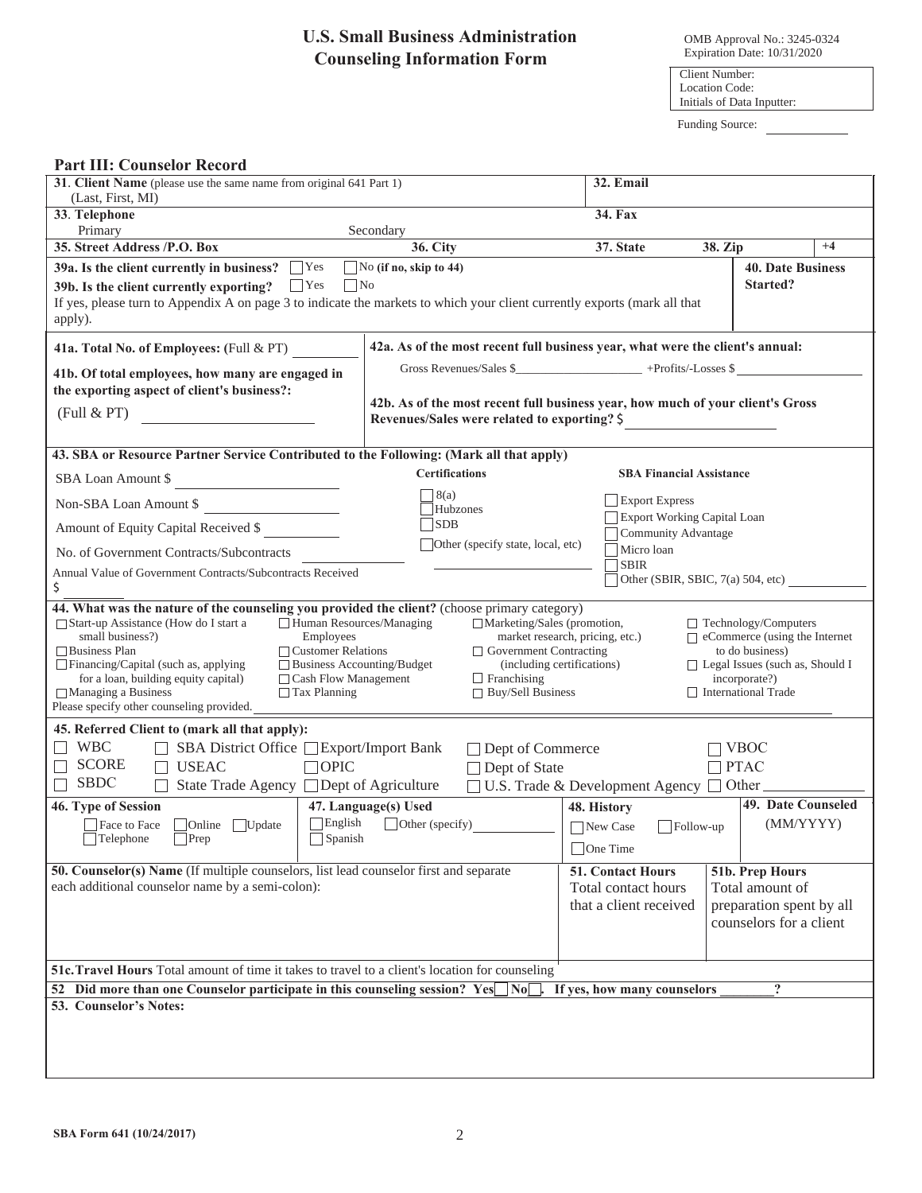# U.S. Small Business Administration
# Counseling Information Form

OMB Approval No.: 3245-0324
Expiration Date: 10/31/2020

Client Number:
Location Code:
Initials of Data Inputter:

Funding Source: ____________

## Part III: Counselor Record

**31. Client Name** (please use the same name from original 641 Part 1) (Last, First, MI)

**32. Email**

**33. Telephone**
Primary
Secondary

**34. Fax**

**35. Street Address /P.O. Box** | **36. City** | **37. State** | **38. Zip** | **+4**

**39a. Is the client currently in business?** ☐ Yes ☐ No **(if no, skip to 44)**

**39b. Is the client currently exporting?** ☐ Yes ☐ No

If yes, please turn to Appendix A on page 3 to indicate the markets to which your client currently exports (mark all that apply).

**40. Date Business Started?**

**41a. Total No. of Employees: (**Full & PT) ________

**41b. Of total employees, how many are engaged in the exporting aspect of client's business?:**

(Full & PT) ____________________

**42a. As of the most recent full business year, what were the client's annual:**

Gross Revenues/Sales $__________________ +Profits/-Losses $__________________

**42b. As of the most recent full business year, how much of your client's Gross Revenues/Sales were related to exporting?** $ __________________

**43. SBA or Resource Partner Service Contributed to the Following: (Mark all that apply)**

SBA Loan Amount $ ____________________

Non-SBA Loan Amount $ ____________________

Amount of Equity Capital Received $ ____________

No. of Government Contracts/Subcontracts ____________

Annual Value of Government Contracts/Subcontracts Received
$ ________

**Certifications**

☐ 8(a)
☐ Hubzones
☐ SDB
☐ Other (specify state, local, etc) ____________________

**SBA Financial Assistance**

☐ Export Express
☐ Export Working Capital Loan
☐ Community Advantage
☐ Micro loan
☐ SBIR
☐ Other (SBIR, SBIC, 7(a) 504, etc) ____________

**44. What was the nature of the counseling you provided the client?** (choose primary category)

☐ Start-up Assistance (How do I start a small business?)
☐ Business Plan
☐ Financing/Capital (such as, applying for a loan, building equity capital)
☐ Managing a Business
☐ Human Resources/Managing Employees
☐ Customer Relations
☐ Business Accounting/Budget
☐ Cash Flow Management
☐ Tax Planning
☐ Marketing/Sales (promotion, market research, pricing, etc.)
☐ Government Contracting (including certifications)
☐ Franchising
☐ Buy/Sell Business
☐ Technology/Computers
☐ eCommerce (using the Internet to do business)
☐ Legal Issues (such as, Should I incorporate?)
☐ International Trade

Please specify other counseling provided. ____________________

**45. Referred Client to (mark all that apply):**

☐ WBC ☐ SBA District Office ☐ Export/Import Bank ☐ Dept of Commerce ☐ VBOC
☐ SCORE ☐ USEAC ☐ OPIC ☐ Dept of State ☐ PTAC
☐ SBDC ☐ State Trade Agency ☐ Dept of Agriculture ☐ U.S. Trade & Development Agency ☐ Other ________

**46. Type of Session**
☐ Face to Face ☐ Online ☐ Update
☐ Telephone ☐ Prep

**47. Language(s) Used**
☐ English ☐ Other (specify) ____________
☐ Spanish

**48. History**
☐ New Case ☐ Follow-up
☐ One Time

**49. Date Counseled** (MM/YYYY)

**50. Counselor(s) Name** (If multiple counselors, list lead counselor first and separate each additional counselor name by a semi-colon):

**51. Contact Hours** Total contact hours that a client received

**51b. Prep Hours** Total amount of preparation spent by all counselors for a client

**51c. Travel Hours** Total amount of time it takes to travel to a client's location for counseling

**52 Did more than one Counselor participate in this counseling session? Yes☐ No☐. If yes, how many counselors _______?**

**53. Counselor's Notes:**

SBA Form 641 (10/24/2017)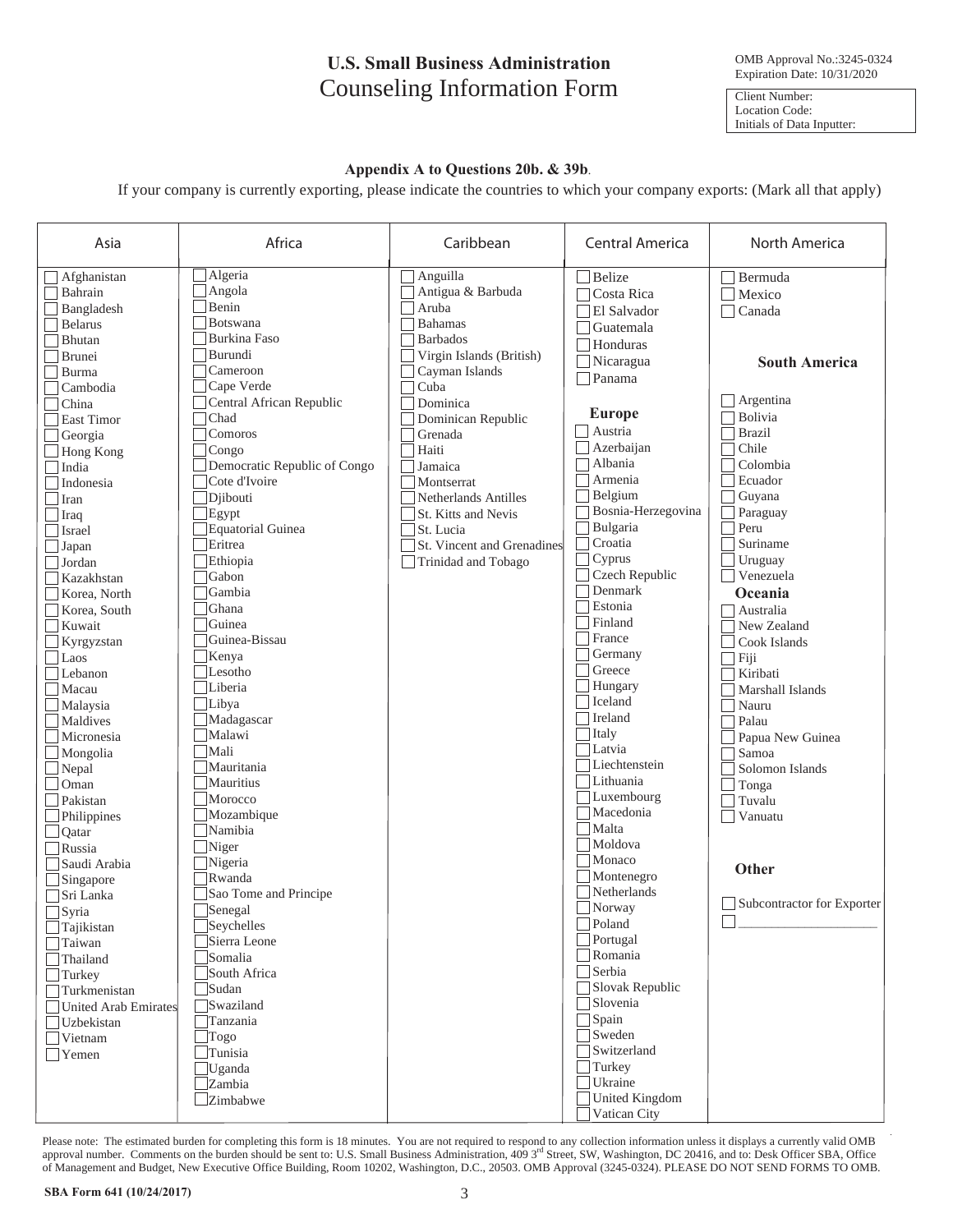# U.S. Small Business Administration
## Counseling Information Form

OMB Approval No.:3245-0324
Expiration Date: 10/31/2020

Client Number:
Location Code:
Initials of Data Inputter:

**Appendix A to Questions 20b. & 39b**.

If your company is currently exporting, please indicate the countries to which your company exports: (Mark all that apply)

**Asia**

- ☐ Afghanistan
- ☐ Bahrain
- ☐ Bangladesh
- ☐ Belarus
- ☐ Bhutan
- ☐ Brunei
- ☐ Burma
- ☐ Cambodia
- ☐ China
- ☐ East Timor
- ☐ Georgia
- ☐ Hong Kong
- ☐ India
- ☐ Indonesia
- ☐ Iran
- ☐ Iraq
- ☐ Israel
- ☐ Japan
- ☐ Jordan
- ☐ Kazakhstan
- ☐ Korea, North
- ☐ Korea, South
- ☐ Kuwait
- ☐ Kyrgyzstan
- ☐ Laos
- ☐ Lebanon
- ☐ Macau
- ☐ Malaysia
- ☐ Maldives
- ☐ Micronesia
- ☐ Mongolia
- ☐ Nepal
- ☐ Oman
- ☐ Pakistan
- ☐ Philippines
- ☐ Qatar
- ☐ Russia
- ☐ Saudi Arabia
- ☐ Singapore
- ☐ Sri Lanka
- ☐ Syria
- ☐ Tajikistan
- ☐ Taiwan
- ☐ Thailand
- ☐ Turkey
- ☐ Turkmenistan
- ☐ United Arab Emirates
- ☐ Uzbekistan
- ☐ Vietnam
- ☐ Yemen

**Africa**

- ☐ Algeria
- ☐ Angola
- ☐ Benin
- ☐ Botswana
- ☐ Burkina Faso
- ☐ Burundi
- ☐ Cameroon
- ☐ Cape Verde
- ☐ Central African Republic
- ☐ Chad
- ☐ Comoros
- ☐ Congo
- ☐ Democratic Republic of Congo
- ☐ Cote d'Ivoire
- ☐ Djibouti
- ☐ Egypt
- ☐ Equatorial Guinea
- ☐ Eritrea
- ☐ Ethiopia
- ☐ Gabon
- ☐ Gambia
- ☐ Ghana
- ☐ Guinea
- ☐ Guinea-Bissau
- ☐ Kenya
- ☐ Lesotho
- ☐ Liberia
- ☐ Libya
- ☐ Madagascar
- ☐ Malawi
- ☐ Mali
- ☐ Mauritania
- ☐ Mauritius
- ☐ Morocco
- ☐ Mozambique
- ☐ Namibia
- ☐ Niger
- ☐ Nigeria
- ☐ Rwanda
- ☐ Sao Tome and Principe
- ☐ Senegal
- ☐ Seychelles
- ☐ Sierra Leone
- ☐ Somalia
- ☐ South Africa
- ☐ Sudan
- ☐ Swaziland
- ☐ Tanzania
- ☐ Togo
- ☐ Tunisia
- ☐ Uganda
- ☐ Zambia
- ☐ Zimbabwe

**Caribbean**

- ☐ Anguilla
- ☐ Antigua & Barbuda
- ☐ Aruba
- ☐ Bahamas
- ☐ Barbados
- ☐ Virgin Islands (British)
- ☐ Cayman Islands
- ☐ Cuba
- ☐ Dominica
- ☐ Dominican Republic
- ☐ Grenada
- ☐ Haiti
- ☐ Jamaica
- ☐ Montserrat
- ☐ Netherlands Antilles
- ☐ St. Kitts and Nevis
- ☐ St. Lucia
- ☐ St. Vincent and Grenadines
- ☐ Trinidad and Tobago

**Central America**

- ☐ Belize
- ☐ Costa Rica
- ☐ El Salvador
- ☐ Guatemala
- ☐ Honduras
- ☐ Nicaragua
- ☐ Panama

**Europe**

- ☐ Austria
- ☐ Azerbaijan
- ☐ Albania
- ☐ Armenia
- ☐ Belgium
- ☐ Bosnia-Herzegovina
- ☐ Bulgaria
- ☐ Croatia
- ☐ Cyprus
- ☐ Czech Republic
- ☐ Denmark
- ☐ Estonia
- ☐ Finland
- ☐ France
- ☐ Germany
- ☐ Greece
- ☐ Hungary
- ☐ Iceland
- ☐ Ireland
- ☐ Italy
- ☐ Latvia
- ☐ Liechtenstein
- ☐ Lithuania
- ☐ Luxembourg
- ☐ Macedonia
- ☐ Malta
- ☐ Moldova
- ☐ Monaco
- ☐ Montenegro
- ☐ Netherlands
- ☐ Norway
- ☐ Poland
- ☐ Portugal
- ☐ Romania
- ☐ Serbia
- ☐ Slovak Republic
- ☐ Slovenia
- ☐ Spain
- ☐ Sweden
- ☐ Switzerland
- ☐ Turkey
- ☐ Ukraine
- ☐ United Kingdom
- ☐ Vatican City

**North America**

- ☐ Bermuda
- ☐ Mexico
- ☐ Canada

**South America**

- ☐ Argentina
- ☐ Bolivia
- ☐ Brazil
- ☐ Chile
- ☐ Colombia
- ☐ Ecuador
- ☐ Guyana
- ☐ Paraguay
- ☐ Peru
- ☐ Suriname
- ☐ Uruguay
- ☐ Venezuela

**Oceania**

- ☐ Australia
- ☐ New Zealand
- ☐ Cook Islands
- ☐ Fiji
- ☐ Kiribati
- ☐ Marshall Islands
- ☐ Nauru
- ☐ Palau
- ☐ Papua New Guinea
- ☐ Samoa
- ☐ Solomon Islands
- ☐ Tonga
- ☐ Tuvalu
- ☐ Vanuatu

**Other**

- ☐ Subcontractor for Exporter
- ☐ ____________________

Please note: The estimated burden for completing this form is 18 minutes. You are not required to respond to any collection information unless it displays a currently valid OMB approval number. Comments on the burden should be sent to: U.S. Small Business Administration, 409 3rd Street, SW, Washington, DC 20416, and to: Desk Officer SBA, Office of Management and Budget, New Executive Office Building, Room 10202, Washington, D.C., 20503. OMB Approval (3245-0324). PLEASE DO NOT SEND FORMS TO OMB.

**SBA Form 641 (10/24/2017)**